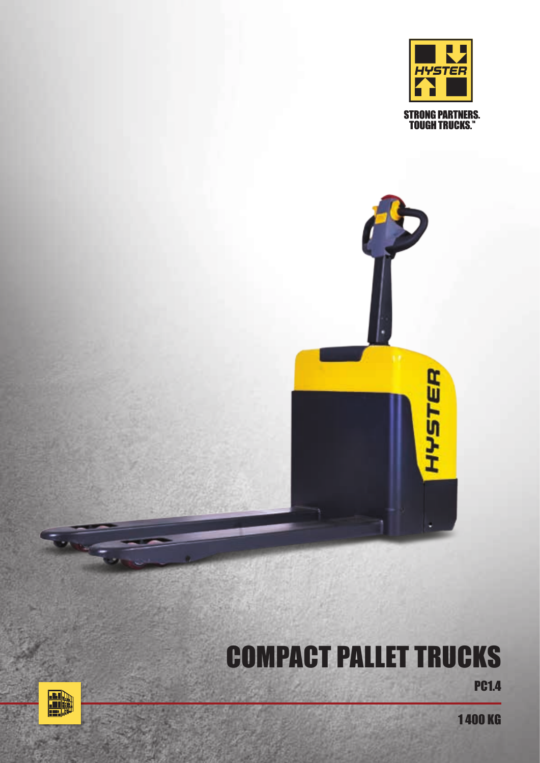STRONG PARTNERS.
TOUGH TRUCKS.™

# COMPACT PALLET TRUCKS

PC1.4

1 400 KG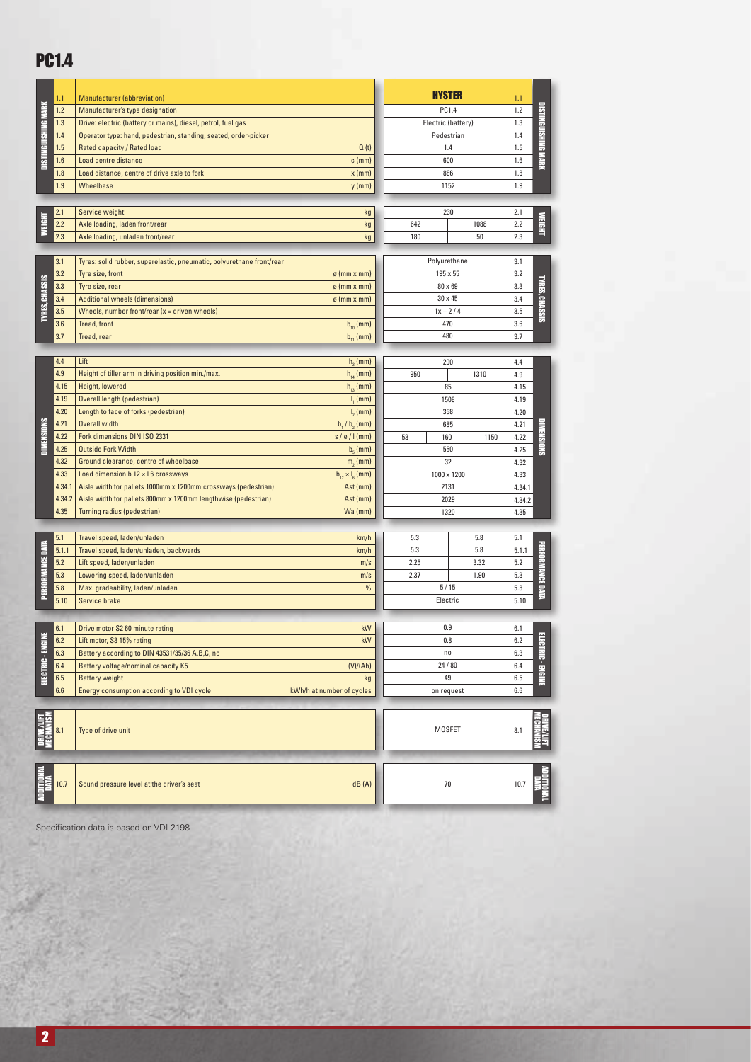# PC1.4

| Section | No. | Characteristic | Unit | Value | | | No. |
|---|---|---|---|---|---|---|---|
| DISTINGUISHING MARK | 1.1 | Manufacturer (abbreviation) | | HYSTER | | | 1.1 |
| | 1.2 | Manufacturer's type designation | | PC1.4 | | | 1.2 |
| | 1.3 | Drive: electric (battery or mains), diesel, petrol, fuel gas | | Electric (battery) | | | 1.3 |
| | 1.4 | Operator type: hand, pedestrian, standing, seated, order-picker | | Pedestrian | | | 1.4 |
| | 1.5 | Rated capacity / Rated load | Q (t) | 1.4 | | | 1.5 |
| | 1.6 | Load centre distance | c (mm) | 600 | | | 1.6 |
| | 1.8 | Load distance, centre of drive axle to fork | x (mm) | 886 | | | 1.8 |
| | 1.9 | Wheelbase | y (mm) | 1152 | | | 1.9 |
| WEIGHT | 2.1 | Service weight | kg | 230 | | | 2.1 |
| | 2.2 | Axle loading, laden front/rear | kg | 642 | | 1088 | 2.2 |
| | 2.3 | Axle loading, unladen front/rear | kg | 180 | | 50 | 2.3 |
| TYRES, CHASSIS | 3.1 | Tyres: solid rubber, superelastic, pneumatic, polyurethane front/rear | | Polyurethane | | | 3.1 |
| | 3.2 | Tyre size, front | ø (mm x mm) | 195 x 55 | | | 3.2 |
| | 3.3 | Tyre size, rear | ø (mm x mm) | 80 x 69 | | | 3.3 |
| | 3.4 | Additional wheels (dimensions) | ø (mm x mm) | 30 x 45 | | | 3.4 |
| | 3.5 | Wheels, number front/rear (x = driven wheels) | | 1x + 2 / 4 | | | 3.5 |
| | 3.6 | Tread, front | $b_{10}$ (mm) | 470 | | | 3.6 |
| | 3.7 | Tread, rear | $b_{11}$ (mm) | 480 | | | 3.7 |
| DIMENSIONS | 4.4 | Lift | $h_3$ (mm) | 200 | | | 4.4 |
| | 4.9 | Height of tiller arm in driving position min./max. | $h_{14}$ (mm) | 950 | | 1310 | 4.9 |
| | 4.15 | Height, lowered | $h_{13}$ (mm) | 85 | | | 4.15 |
| | 4.19 | Overall length (pedestrian) | $l_1$ (mm) | 1508 | | | 4.19 |
| | 4.20 | Length to face of forks (pedestrian) | $l_2$ (mm) | 358 | | | 4.20 |
| | 4.21 | Overall width | $b_1$ / $b_2$ (mm) | 685 | | | 4.21 |
| | 4.22 | Fork dimensions DIN ISO 2331 | s / e / l (mm) | 53 | 160 | 1150 | 4.22 |
| | 4.25 | Outside Fork Width | $b_5$ (mm) | 550 | | | 4.25 |
| | 4.32 | Ground clearance, centre of wheelbase | $m_2$ (mm) | 32 | | | 4.32 |
| | 4.33 | Load dimension b 12 × l 6 crossways | $b_{12} \times l_6$ (mm) | 1000 x 1200 | | | 4.33 |
| | 4.34.1 | Aisle width for pallets 1000mm x 1200mm crossways (pedestrian) | Ast (mm) | 2131 | | | 4.34.1 |
| | 4.34.2 | Aisle width for pallets 800mm x 1200mm lengthwise (pedestrian) | Ast (mm) | 2029 | | | 4.34.2 |
| | 4.35 | Turning radius (pedestrian) | Wa (mm) | 1320 | | | 4.35 |
| PERFORMANCE DATA | 5.1 | Travel speed, laden/unladen | km/h | 5.3 | | 5.8 | 5.1 |
| | 5.1.1 | Travel speed, laden/unladen, backwards | km/h | 5.3 | | 5.8 | 5.1.1 |
| | 5.2 | Lift speed, laden/unladen | m/s | 2.25 | | 3.32 | 5.2 |
| | 5.3 | Lowering speed, laden/unladen | m/s | 2.37 | | 1.90 | 5.3 |
| | 5.8 | Max. gradeability, laden/unladen | % | 5 / 15 | | | 5.8 |
| | 5.10 | Service brake | | Electric | | | 5.10 |
| ELECTRIC - ENGINE | 6.1 | Drive motor S2 60 minute rating | kW | 0.9 | | | 6.1 |
| | 6.2 | Lift motor, S3 15% rating | kW | 0.8 | | | 6.2 |
| | 6.3 | Battery according to DIN 43531/35/36 A,B,C, no | | no | | | 6.3 |
| | 6.4 | Battery voltage/nominal capacity K5 | (V)/(Ah) | 24 / 80 | | | 6.4 |
| | 6.5 | Battery weight | kg | 49 | | | 6.5 |
| | 6.6 | Energy consumption according to VDI cycle | kWh/h at number of cycles | on request | | | 6.6 |
| DRIVE/LIFT MECHANISM | 8.1 | Type of drive unit | | MOSFET | | | 8.1 |
| ADDITIONAL DATA | 10.7 | Sound pressure level at the driver's seat | dB (A) | 70 | | | 10.7 |

Specification data is based on VDI 2198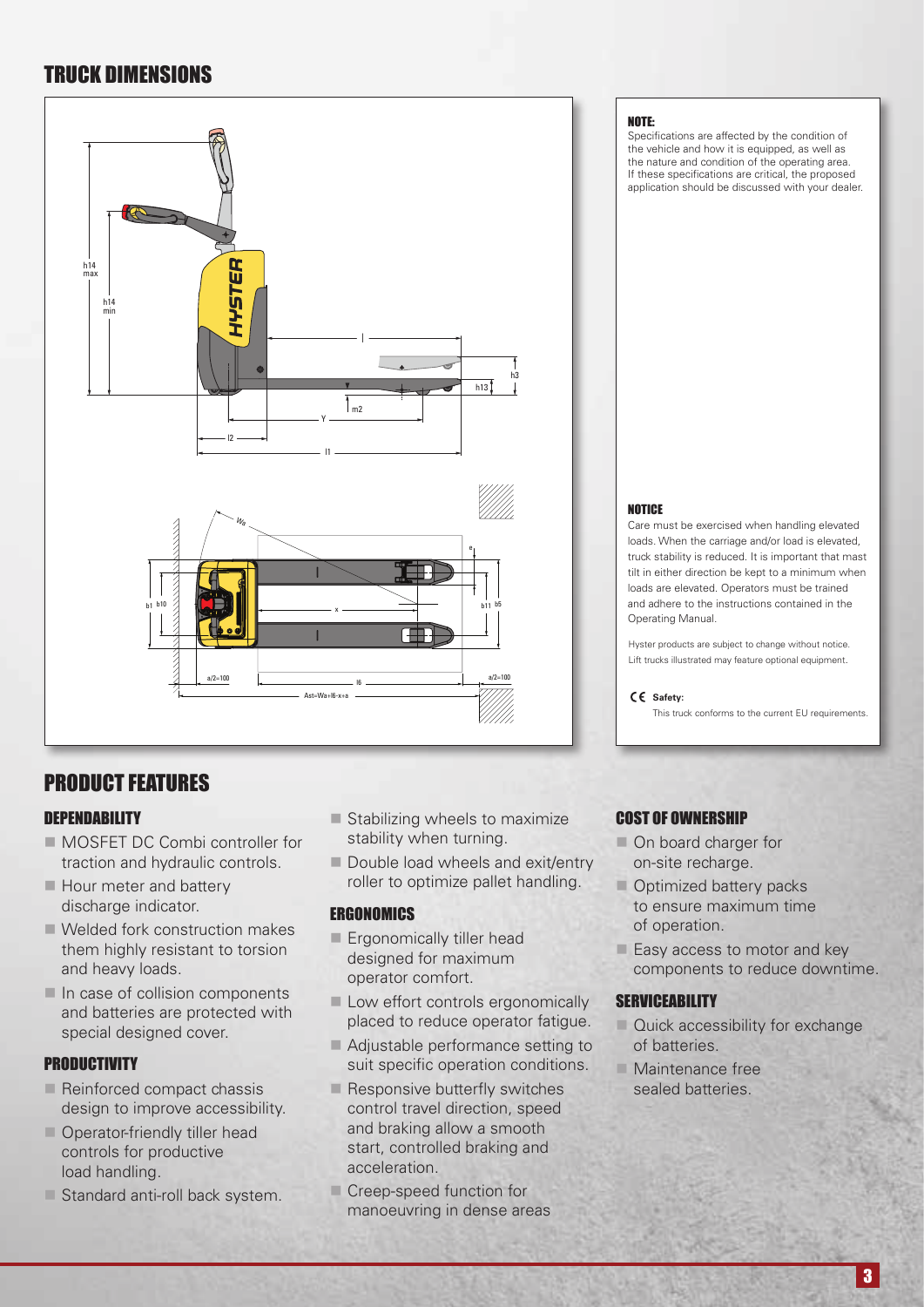# TRUCK DIMENSIONS

**NOTE:**
Specifications are affected by the condition of the vehicle and how it is equipped, as well as the nature and condition of the operating area. If these specifications are critical, the proposed application should be discussed with your dealer.

**NOTICE**
Care must be exercised when handling elevated loads. When the carriage and/or load is elevated, truck stability is reduced. It is important that mast tilt in either direction be kept to a minimum when loads are elevated. Operators must be trained and adhere to the instructions contained in the Operating Manual.

Hyster products are subject to change without notice.
Lift trucks illustrated may feature optional equipment.

CE **Safety:**
This truck conforms to the current EU requirements.

# PRODUCT FEATURES

## DEPENDABILITY

- MOSFET DC Combi controller for traction and hydraulic controls.
- Hour meter and battery discharge indicator.
- Welded fork construction makes them highly resistant to torsion and heavy loads.
- In case of collision components and batteries are protected with special designed cover.

## PRODUCTIVITY

- Reinforced compact chassis design to improve accessibility.
- Operator-friendly tiller head controls for productive load handling.
- Standard anti-roll back system.
- Stabilizing wheels to maximize stability when turning.
- Double load wheels and exit/entry roller to optimize pallet handling.

## ERGONOMICS

- Ergonomically tiller head designed for maximum operator comfort.
- Low effort controls ergonomically placed to reduce operator fatigue.
- Adjustable performance setting to suit specific operation conditions.
- Responsive butterfly switches control travel direction, speed and braking allow a smooth start, controlled braking and acceleration.
- Creep-speed function for manoeuvring in dense areas

## COST OF OWNERSHIP

- On board charger for on-site recharge.
- Optimized battery packs to ensure maximum time of operation.
- Easy access to motor and key components to reduce downtime.

## SERVICEABILITY

- Quick accessibility for exchange of batteries.
- Maintenance free sealed batteries.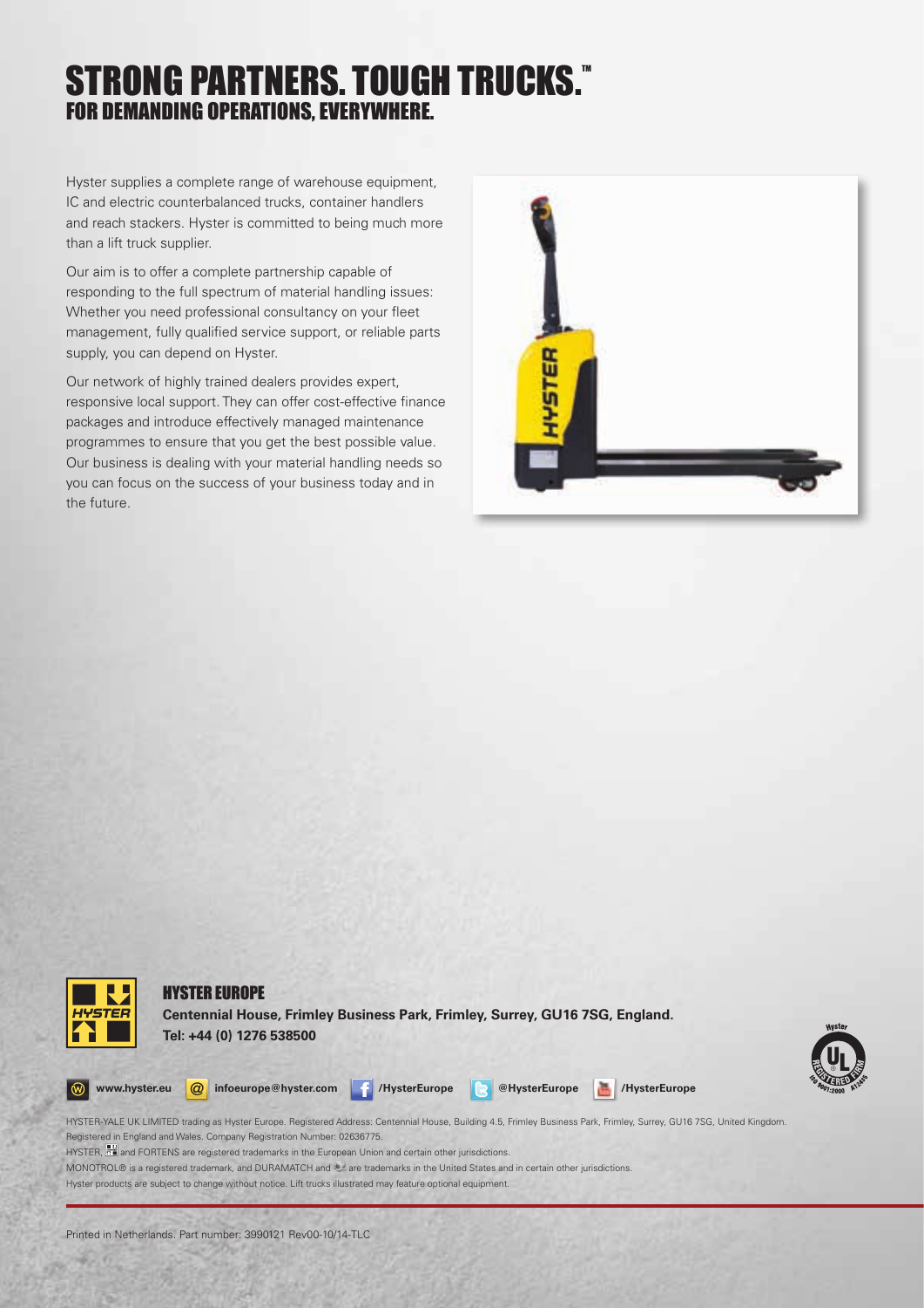# STRONG PARTNERS. TOUGH TRUCKS.™

## FOR DEMANDING OPERATIONS, EVERYWHERE.

Hyster supplies a complete range of warehouse equipment, IC and electric counterbalanced trucks, container handlers and reach stackers. Hyster is committed to being much more than a lift truck supplier.

Our aim is to offer a complete partnership capable of responding to the full spectrum of material handling issues: Whether you need professional consultancy on your fleet management, fully qualified service support, or reliable parts supply, you can depend on Hyster.

Our network of highly trained dealers provides expert, responsive local support. They can offer cost-effective finance packages and introduce effectively managed maintenance programmes to ensure that you get the best possible value. Our business is dealing with your material handling needs so you can focus on the success of your business today and in the future.

### HYSTER EUROPE

**Centennial House, Frimley Business Park, Frimley, Surrey, GU16 7SG, England.**
**Tel: +44 (0) 1276 538500**

**www.hyster.eu** **infoeurope@hyster.com** **/HysterEurope** **@HysterEurope** **/HysterEurope**

HYSTER-YALE UK LIMITED trading as Hyster Europe. Registered Address: Centennial House, Building 4.5, Frimley Business Park, Frimley, Surrey, GU16 7SG, United Kingdom. Registered in England and Wales. Company Registration Number: 02636775.

HYSTER, and FORTENS are registered trademarks in the European Union and certain other jurisdictions.

MONOTROL® is a registered trademark, and DURAMATCH and are trademarks in the United States and in certain other jurisdictions.

Hyster products are subject to change without notice. Lift trucks illustrated may feature optional equipment.

Printed in Netherlands. Part number: 3990121 Rev00-10/14-TLC